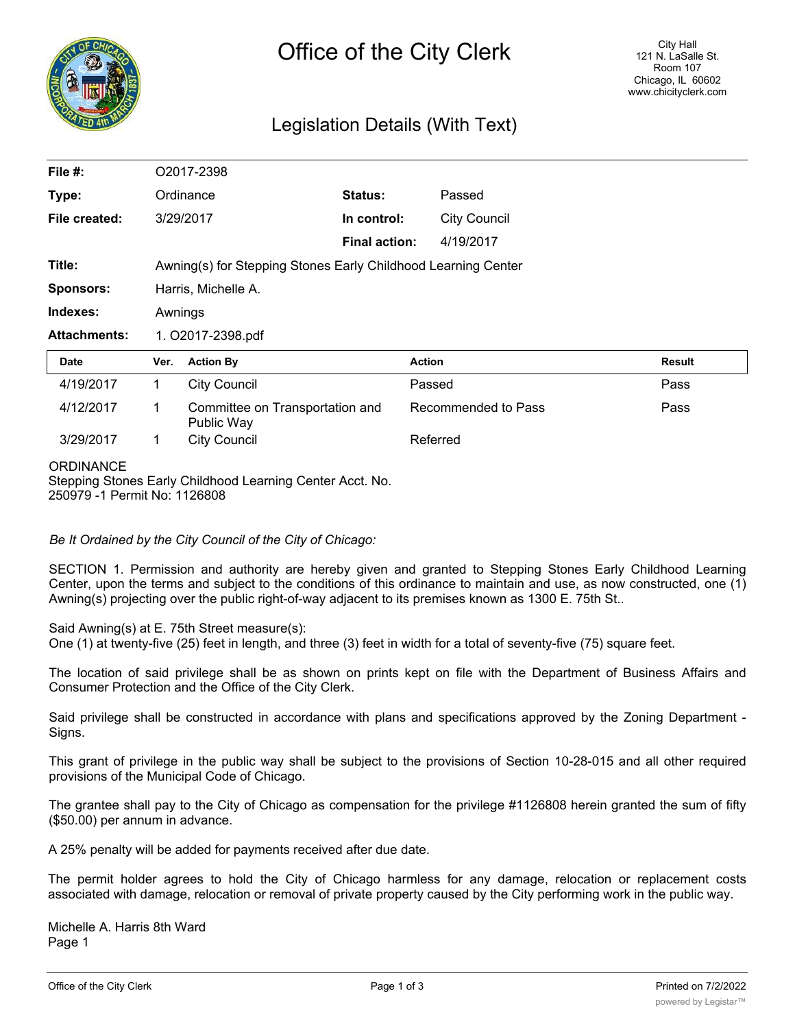# Office of the City Clerk

City Hall
121 N. LaSalle St.
Room 107
Chicago, IL 60602
www.chicityclerk.com

## Legislation Details (With Text)

| | | | |
|---|---|---|---|
| **File #:** | O2017-2398 | | |
| **Type:** | Ordinance | **Status:** | Passed |
| **File created:** | 3/29/2017 | **In control:** | City Council |
| | | **Final action:** | 4/19/2017 |
| **Title:** | Awning(s) for Stepping Stones Early Childhood Learning Center | | |
| **Sponsors:** | Harris, Michelle A. | | |
| **Indexes:** | Awnings | | |
| **Attachments:** | 1. O2017-2398.pdf | | |

| Date | Ver. | Action By | Action | Result |
|---|---|---|---|---|
| 4/19/2017 | 1 | City Council | Passed | Pass |
| 4/12/2017 | 1 | Committee on Transportation and Public Way | Recommended to Pass | Pass |
| 3/29/2017 | 1 | City Council | Referred | |

ORDINANCE
Stepping Stones Early Childhood Learning Center Acct. No. 250979 -1 Permit No: 1126808

*Be It Ordained by the City Council of the City of Chicago:*

SECTION 1. Permission and authority are hereby given and granted to Stepping Stones Early Childhood Learning Center, upon the terms and subject to the conditions of this ordinance to maintain and use, as now constructed, one (1) Awning(s) projecting over the public right-of-way adjacent to its premises known as 1300 E. 75th St..

Said Awning(s) at E. 75th Street measure(s):
One (1) at twenty-five (25) feet in length, and three (3) feet in width for a total of seventy-five (75) square feet.

The location of said privilege shall be as shown on prints kept on file with the Department of Business Affairs and Consumer Protection and the Office of the City Clerk.

Said privilege shall be constructed in accordance with plans and specifications approved by the Zoning Department - Signs.

This grant of privilege in the public way shall be subject to the provisions of Section 10-28-015 and all other required provisions of the Municipal Code of Chicago.

The grantee shall pay to the City of Chicago as compensation for the privilege #1126808 herein granted the sum of fifty ($50.00) per annum in advance.

A 25% penalty will be added for payments received after due date.

The permit holder agrees to hold the City of Chicago harmless for any damage, relocation or replacement costs associated with damage, relocation or removal of private property caused by the City performing work in the public way.

Michelle A. Harris 8th Ward
Page 1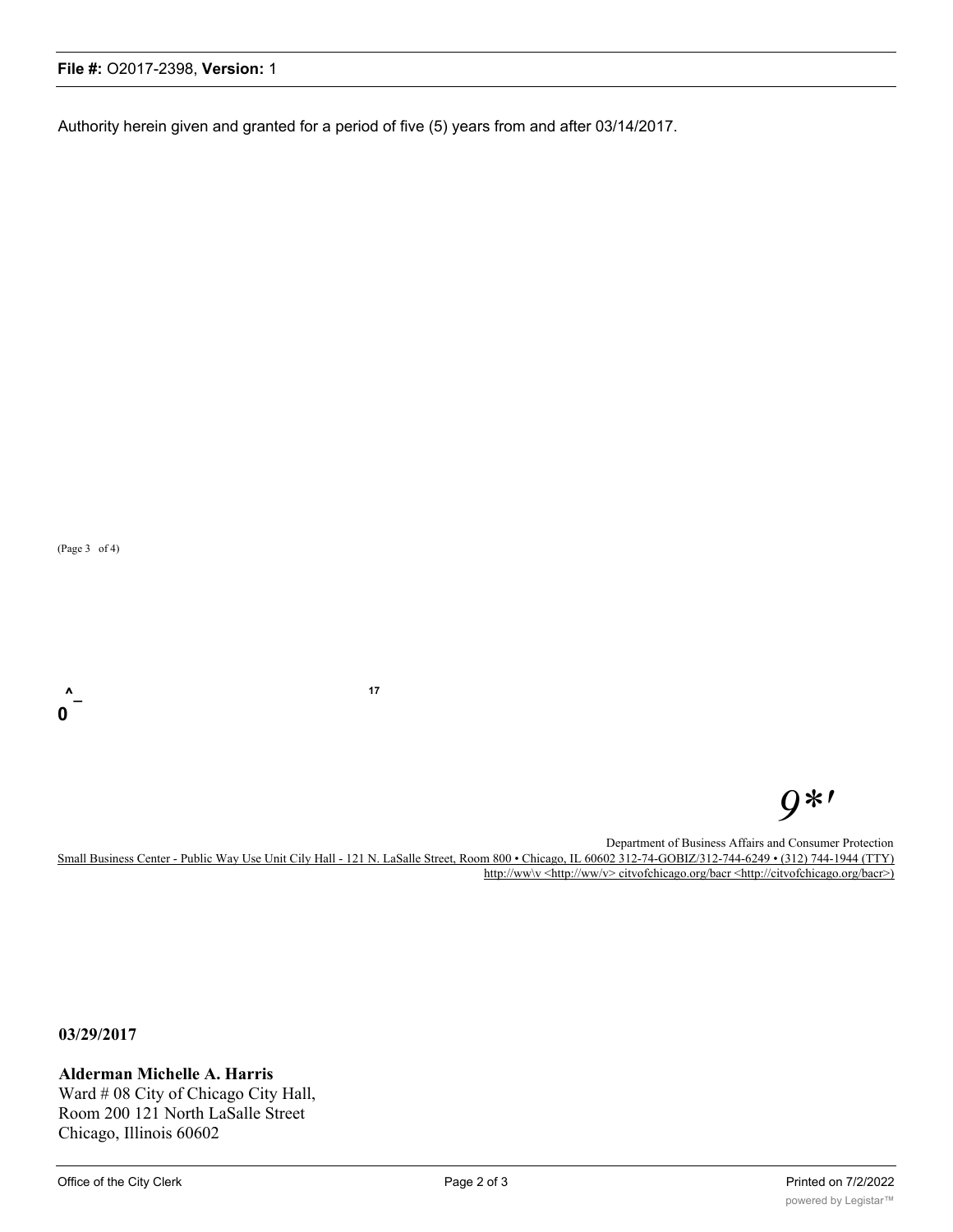Authority herein given and granted for a period of five (5) years from and after 03/14/2017.

(Page 3 of 4)

^_
0

17

*9*'*

Department of Business Affairs and Consumer Protection
Small Business Center - Public Way Use Unit Cily Hall - 121 N. LaSalle Street, Room 800 • Chicago, IL 60602 312-74-GOBIZ/312-744-6249 • (312) 744-1944 (TTY) http://ww\v <http://ww/v> citvofchicago.org/bacr <http://citvofchicago.org/bacr>)

**03/29/2017**

**Alderman Michelle A. Harris**
Ward # 08 City of Chicago City Hall,
Room 200 121 North LaSalle Street
Chicago, Illinois 60602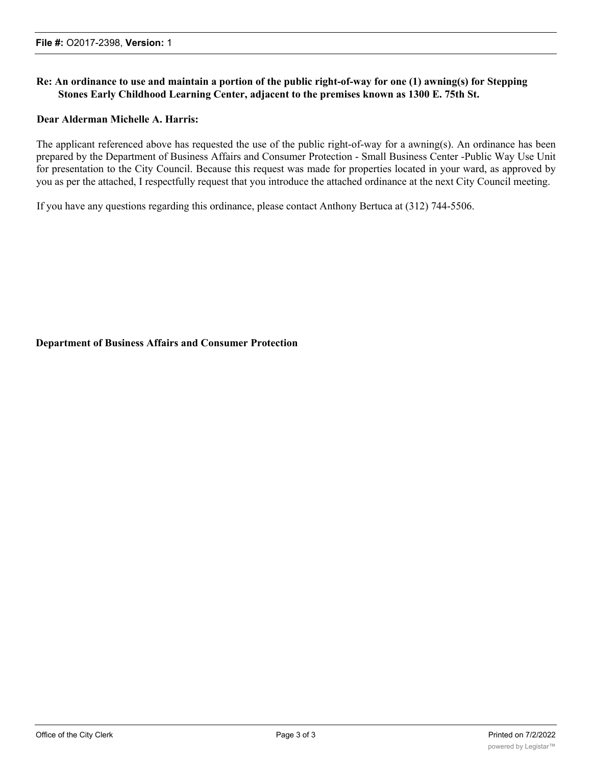**Re: An ordinance to use and maintain a portion of the public right-of-way for one (1) awning(s) for Stepping Stones Early Childhood Learning Center, adjacent to the premises known as 1300 E. 75th St.**

**Dear Alderman Michelle A. Harris:**

The applicant referenced above has requested the use of the public right-of-way for a awning(s). An ordinance has been prepared by the Department of Business Affairs and Consumer Protection - Small Business Center -Public Way Use Unit for presentation to the City Council. Because this request was made for properties located in your ward, as approved by you as per the attached, I respectfully request that you introduce the attached ordinance at the next City Council meeting.

If you have any questions regarding this ordinance, please contact Anthony Bertuca at (312) 744-5506.

**Department of Business Affairs and Consumer Protection**